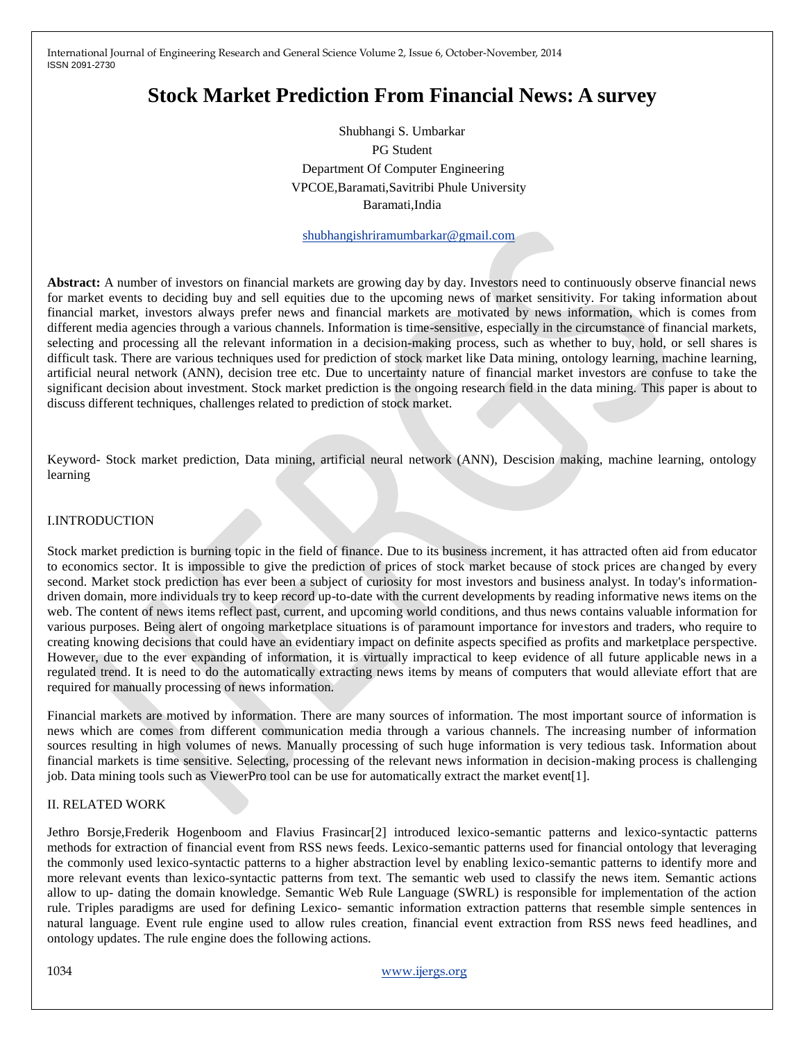# Stock Market Prediction From Financial News: A survey

Shubhangi S. Umbarkar

PG Student

Department Of Computer Engineering

VPCOE,Baramati,Savitribi Phule University

Baramati,India

shubhangishriramumbarkar@gmail.com

**Abstract:** A number of investors on financial markets are growing day by day. Investors need to continuously observe financial news for market events to deciding buy and sell equities due to the upcoming news of market sensitivity. For taking information about financial market, investors always prefer news and financial markets are motivated by news information, which is comes from different media agencies through a various channels. Information is time-sensitive, especially in the circumstance of financial markets, selecting and processing all the relevant information in a decision-making process, such as whether to buy, hold, or sell shares is difficult task. There are various techniques used for prediction of stock market like Data mining, ontology learning, machine learning, artificial neural network (ANN), decision tree etc. Due to uncertainty nature of financial market investors are confuse to take the significant decision about investment. Stock market prediction is the ongoing research field in the data mining. This paper is about to discuss different techniques, challenges related to prediction of stock market.

Keyword- Stock market prediction, Data mining, artificial neural network (ANN), Descision making, machine learning, ontology learning

## I.INTRODUCTION

Stock market prediction is burning topic in the field of finance. Due to its business increment, it has attracted often aid from educator to economics sector. It is impossible to give the prediction of prices of stock market because of stock prices are changed by every second. Market stock prediction has ever been a subject of curiosity for most investors and business analyst. In today's information-driven domain, more individuals try to keep record up-to-date with the current developments by reading informative news items on the web. The content of news items reflect past, current, and upcoming world conditions, and thus news contains valuable information for various purposes. Being alert of ongoing marketplace situations is of paramount importance for investors and traders, who require to creating knowing decisions that could have an evidentiary impact on definite aspects specified as profits and marketplace perspective. However, due to the ever expanding of information, it is virtually impractical to keep evidence of all future applicable news in a regulated trend. It is need to do the automatically extracting news items by means of computers that would alleviate effort that are required for manually processing of news information.

Financial markets are motived by information. There are many sources of information. The most important source of information is news which are comes from different communication media through a various channels. The increasing number of information sources resulting in high volumes of news. Manually processing of such huge information is very tedious task. Information about financial markets is time sensitive. Selecting, processing of the relevant news information in decision-making process is challenging job. Data mining tools such as ViewerPro tool can be use for automatically extract the market event[1].

## II. RELATED WORK

Jethro Borsje,Frederik Hogenboom and Flavius Frasincar[2] introduced lexico-semantic patterns and lexico-syntactic patterns methods for extraction of financial event from RSS news feeds. Lexico-semantic patterns used for financial ontology that leveraging the commonly used lexico-syntactic patterns to a higher abstraction level by enabling lexico-semantic patterns to identify more and more relevant events than lexico-syntactic patterns from text. The semantic web used to classify the news item. Semantic actions allow to up- dating the domain knowledge. Semantic Web Rule Language (SWRL) is responsible for implementation of the action rule. Triples paradigms are used for defining Lexico- semantic information extraction patterns that resemble simple sentences in natural language. Event rule engine used to allow rules creation, financial event extraction from RSS news feed headlines, and ontology updates. The rule engine does the following actions.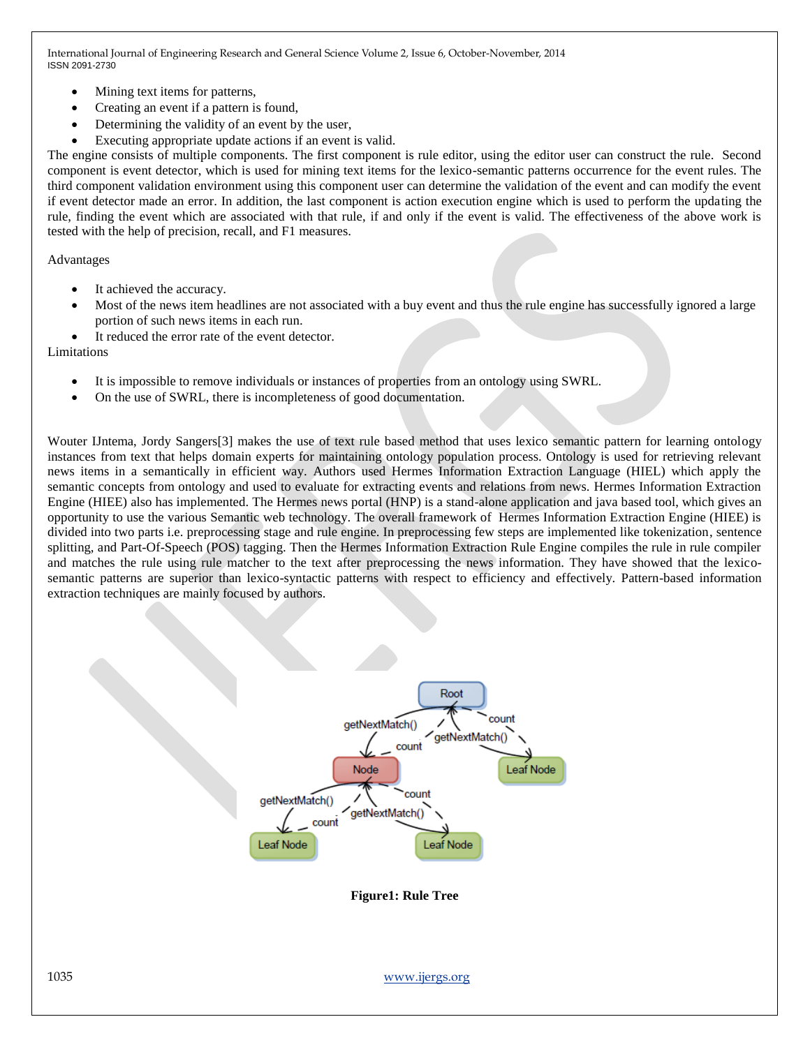- Mining text items for patterns,
- Creating an event if a pattern is found,
- Determining the validity of an event by the user,
- Executing appropriate update actions if an event is valid.

The engine consists of multiple components. The first component is rule editor, using the editor user can construct the rule. Second component is event detector, which is used for mining text items for the lexico-semantic patterns occurrence for the event rules. The third component validation environment using this component user can determine the validation of the event and can modify the event if event detector made an error. In addition, the last component is action execution engine which is used to perform the updating the rule, finding the event which are associated with that rule, if and only if the event is valid. The effectiveness of the above work is tested with the help of precision, recall, and F1 measures.

Advantages

- It achieved the accuracy.
- Most of the news item headlines are not associated with a buy event and thus the rule engine has successfully ignored a large portion of such news items in each run.
- It reduced the error rate of the event detector.

Limitations

- It is impossible to remove individuals or instances of properties from an ontology using SWRL.
- On the use of SWRL, there is incompleteness of good documentation.

Wouter IJntema, Jordy Sangers[3] makes the use of text rule based method that uses lexico semantic pattern for learning ontology instances from text that helps domain experts for maintaining ontology population process. Ontology is used for retrieving relevant news items in a semantically in efficient way. Authors used Hermes Information Extraction Language (HIEL) which apply the semantic concepts from ontology and used to evaluate for extracting events and relations from news. Hermes Information Extraction Engine (HIEE) also has implemented. The Hermes news portal (HNP) is a stand-alone application and java based tool, which gives an opportunity to use the various Semantic web technology. The overall framework of Hermes Information Extraction Engine (HIEE) is divided into two parts i.e. preprocessing stage and rule engine. In preprocessing few steps are implemented like tokenization, sentence splitting, and Part-Of-Speech (POS) tagging. Then the Hermes Information Extraction Rule Engine compiles the rule in rule compiler and matches the rule using rule matcher to the text after preprocessing the news information. They have showed that the lexico-semantic patterns are superior than lexico-syntactic patterns with respect to efficiency and effectively. Pattern-based information extraction techniques are mainly focused by authors.

**Figure1: Rule Tree**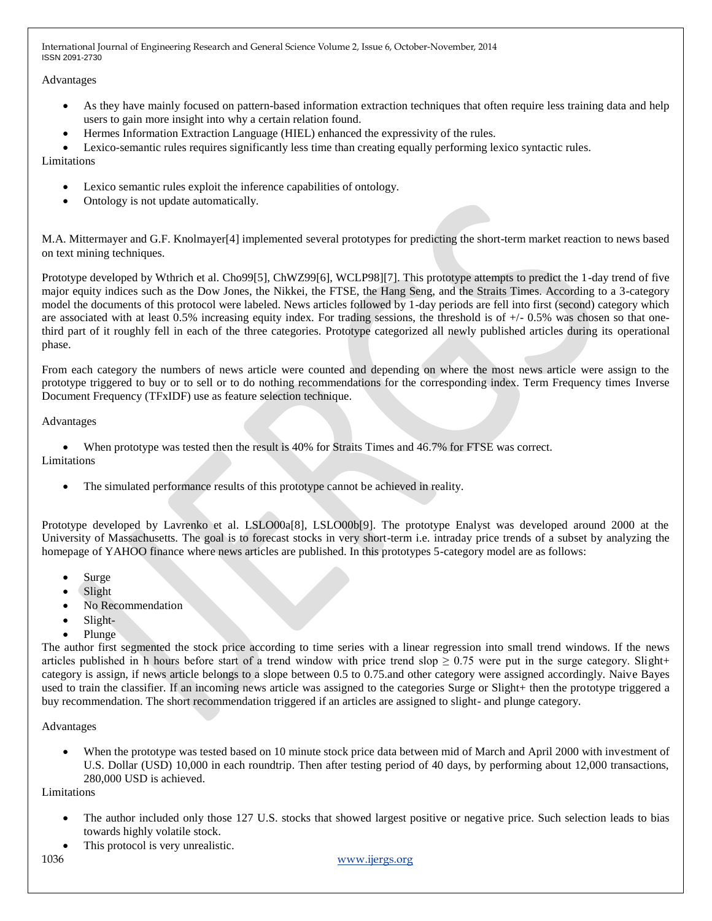Advantages

- As they have mainly focused on pattern-based information extraction techniques that often require less training data and help users to gain more insight into why a certain relation found.
- Hermes Information Extraction Language (HIEL) enhanced the expressivity of the rules.
- Lexico-semantic rules requires significantly less time than creating equally performing lexico syntactic rules.

Limitations

- Lexico semantic rules exploit the inference capabilities of ontology.
- Ontology is not update automatically.

M.A. Mittermayer and G.F. Knolmayer[4] implemented several prototypes for predicting the short-term market reaction to news based on text mining techniques.

Prototype developed by Wthrich et al. Cho99[5], ChWZ99[6], WCLP98][7]. This prototype attempts to predict the 1-day trend of five major equity indices such as the Dow Jones, the Nikkei, the FTSE, the Hang Seng, and the Straits Times. According to a 3-category model the documents of this protocol were labeled. News articles followed by 1-day periods are fell into first (second) category which are associated with at least 0.5% increasing equity index. For trading sessions, the threshold is of +/- 0.5% was chosen so that one-third part of it roughly fell in each of the three categories. Prototype categorized all newly published articles during its operational phase.

From each category the numbers of news article were counted and depending on where the most news article were assign to the prototype triggered to buy or to sell or to do nothing recommendations for the corresponding index. Term Frequency times Inverse Document Frequency (TFxIDF) use as feature selection technique.

Advantages

- When prototype was tested then the result is 40% for Straits Times and 46.7% for FTSE was correct.

Limitations

- The simulated performance results of this prototype cannot be achieved in reality.

Prototype developed by Lavrenko et al. LSLO00a[8], LSLO00b[9]. The prototype Enalyst was developed around 2000 at the University of Massachusetts. The goal is to forecast stocks in very short-term i.e. intraday price trends of a subset by analyzing the homepage of YAHOO finance where news articles are published. In this prototypes 5-category model are as follows:

- Surge
- Slight
- No Recommendation
- Slight-
- Plunge

The author first segmented the stock price according to time series with a linear regression into small trend windows. If the news articles published in h hours before start of a trend window with price trend slop $\geq 0.75$ were put in the surge category. Slight+ category is assign, if news article belongs to a slope between 0.5 to 0.75.and other category were assigned accordingly. Naive Bayes used to train the classifier. If an incoming news article was assigned to the categories Surge or Slight+ then the prototype triggered a buy recommendation. The short recommendation triggered if an articles are assigned to slight- and plunge category.

Advantages

- When the prototype was tested based on 10 minute stock price data between mid of March and April 2000 with investment of U.S. Dollar (USD) 10,000 in each roundtrip. Then after testing period of 40 days, by performing about 12,000 transactions, 280,000 USD is achieved.

Limitations

- The author included only those 127 U.S. stocks that showed largest positive or negative price. Such selection leads to bias towards highly volatile stock.
- This protocol is very unrealistic.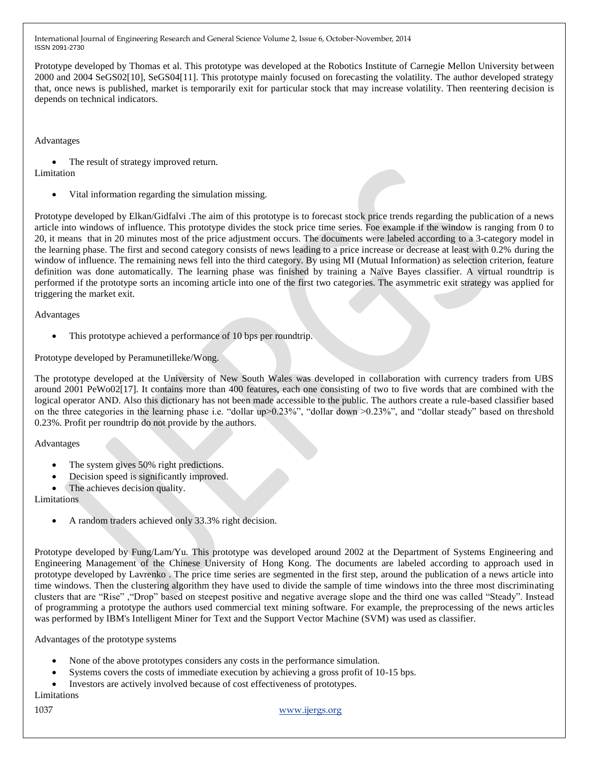Prototype developed by Thomas et al. This prototype was developed at the Robotics Institute of Carnegie Mellon University between 2000 and 2004 SeGS02[10], SeGS04[11]. This prototype mainly focused on forecasting the volatility. The author developed strategy that, once news is published, market is temporarily exit for particular stock that may increase volatility. Then reentering decision is depends on technical indicators.

Advantages

- The result of strategy improved return.

Limitation

- Vital information regarding the simulation missing.

Prototype developed by Elkan/Gidfalvi .The aim of this prototype is to forecast stock price trends regarding the publication of a news article into windows of influence. This prototype divides the stock price time series. Foe example if the window is ranging from 0 to 20, it means that in 20 minutes most of the price adjustment occurs. The documents were labeled according to a 3-category model in the learning phase. The first and second category consists of news leading to a price increase or decrease at least with 0.2% during the window of influence. The remaining news fell into the third category. By using MI (Mutual Information) as selection criterion, feature definition was done automatically. The learning phase was finished by training a Naïve Bayes classifier. A virtual roundtrip is performed if the prototype sorts an incoming article into one of the first two categories. The asymmetric exit strategy was applied for triggering the market exit.

Advantages

- This prototype achieved a performance of 10 bps per roundtrip.

Prototype developed by Peramunetilleke/Wong.

The prototype developed at the University of New South Wales was developed in collaboration with currency traders from UBS around 2001 PeWo02[17]. It contains more than 400 features, each one consisting of two to five words that are combined with the logical operator AND. Also this dictionary has not been made accessible to the public. The authors create a rule-based classifier based on the three categories in the learning phase i.e. "dollar up>0.23%", "dollar down >0.23%", and "dollar steady" based on threshold 0.23%. Profit per roundtrip do not provide by the authors.

Advantages

- The system gives 50% right predictions.
- Decision speed is significantly improved.
- The achieves decision quality.

Limitations

- A random traders achieved only 33.3% right decision.

Prototype developed by Fung/Lam/Yu. This prototype was developed around 2002 at the Department of Systems Engineering and Engineering Management of the Chinese University of Hong Kong. The documents are labeled according to approach used in prototype developed by Lavrenko . The price time series are segmented in the first step, around the publication of a news article into time windows. Then the clustering algorithm they have used to divide the sample of time windows into the three most discriminating clusters that are "Rise" ,"Drop" based on steepest positive and negative average slope and the third one was called "Steady". Instead of programming a prototype the authors used commercial text mining software. For example, the preprocessing of the news articles was performed by IBM's Intelligent Miner for Text and the Support Vector Machine (SVM) was used as classifier.

Advantages of the prototype systems

- None of the above prototypes considers any costs in the performance simulation.
- Systems covers the costs of immediate execution by achieving a gross profit of 10-15 bps.
- Investors are actively involved because of cost effectiveness of prototypes.

Limitations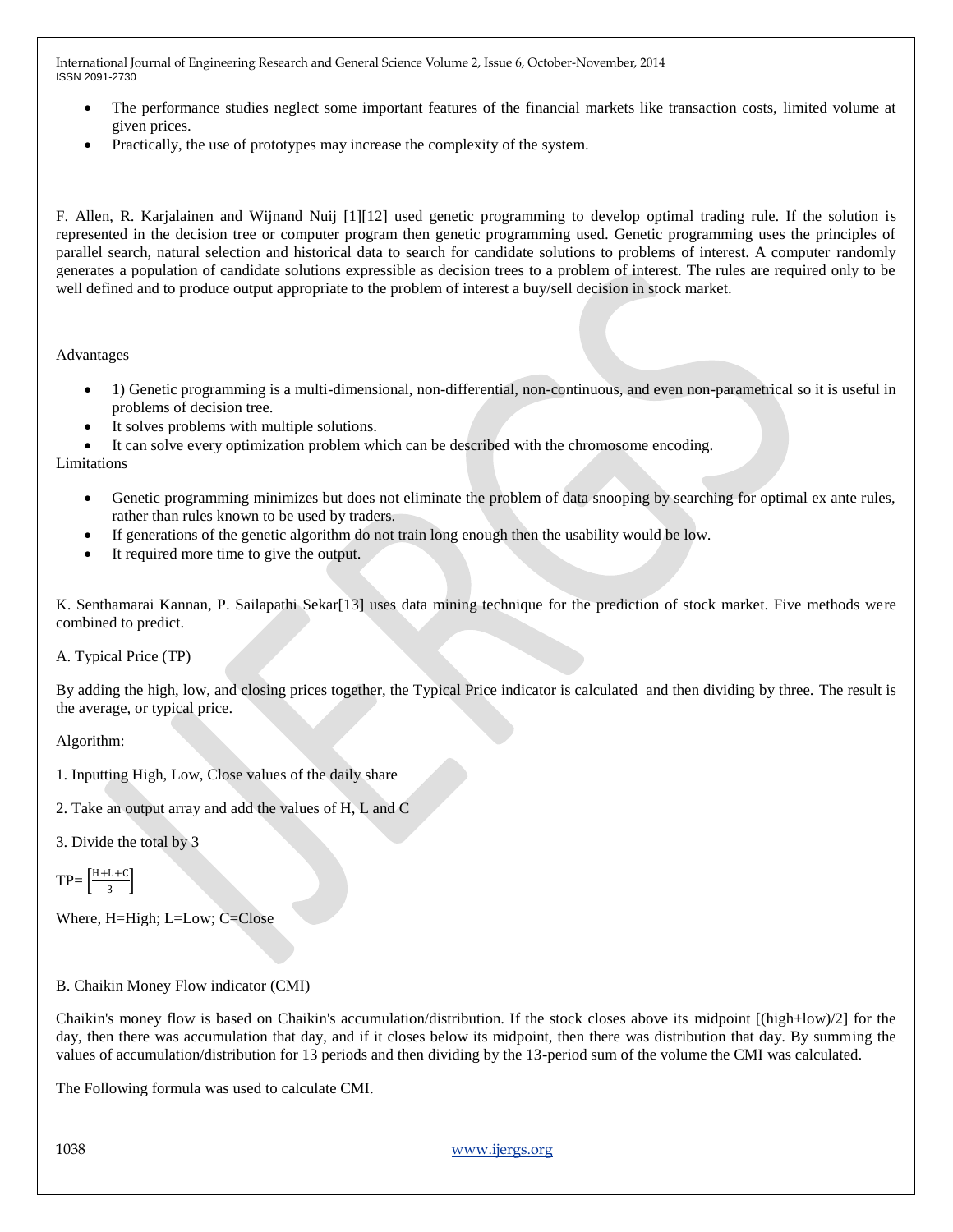- The performance studies neglect some important features of the financial markets like transaction costs, limited volume at given prices.
- Practically, the use of prototypes may increase the complexity of the system.

F. Allen, R. Karjalainen and Wijnand Nuij [1][12] used genetic programming to develop optimal trading rule. If the solution is represented in the decision tree or computer program then genetic programming used. Genetic programming uses the principles of parallel search, natural selection and historical data to search for candidate solutions to problems of interest. A computer randomly generates a population of candidate solutions expressible as decision trees to a problem of interest. The rules are required only to be well defined and to produce output appropriate to the problem of interest a buy/sell decision in stock market.

Advantages

- 1) Genetic programming is a multi-dimensional, non-differential, non-continuous, and even non-parametrical so it is useful in problems of decision tree.
- It solves problems with multiple solutions.
- It can solve every optimization problem which can be described with the chromosome encoding.

Limitations

- Genetic programming minimizes but does not eliminate the problem of data snooping by searching for optimal ex ante rules, rather than rules known to be used by traders.
- If generations of the genetic algorithm do not train long enough then the usability would be low.
- It required more time to give the output.

K. Senthamarai Kannan, P. Sailapathi Sekar[13] uses data mining technique for the prediction of stock market. Five methods were combined to predict.

A. Typical Price (TP)

By adding the high, low, and closing prices together, the Typical Price indicator is calculated and then dividing by three. The result is the average, or typical price.

Algorithm:

1. Inputting High, Low, Close values of the daily share
2. Take an output array and add the values of H, L and C
3. Divide the total by 3

$$TP= \left[\frac{H+L+C}{3}\right]$$

Where, H=High; L=Low; C=Close

B. Chaikin Money Flow indicator (CMI)

Chaikin's money flow is based on Chaikin's accumulation/distribution. If the stock closes above its midpoint [(high+low)/2] for the day, then there was accumulation that day, and if it closes below its midpoint, then there was distribution that day. By summing the values of accumulation/distribution for 13 periods and then dividing by the 13-period sum of the volume the CMI was calculated.

The Following formula was used to calculate CMI.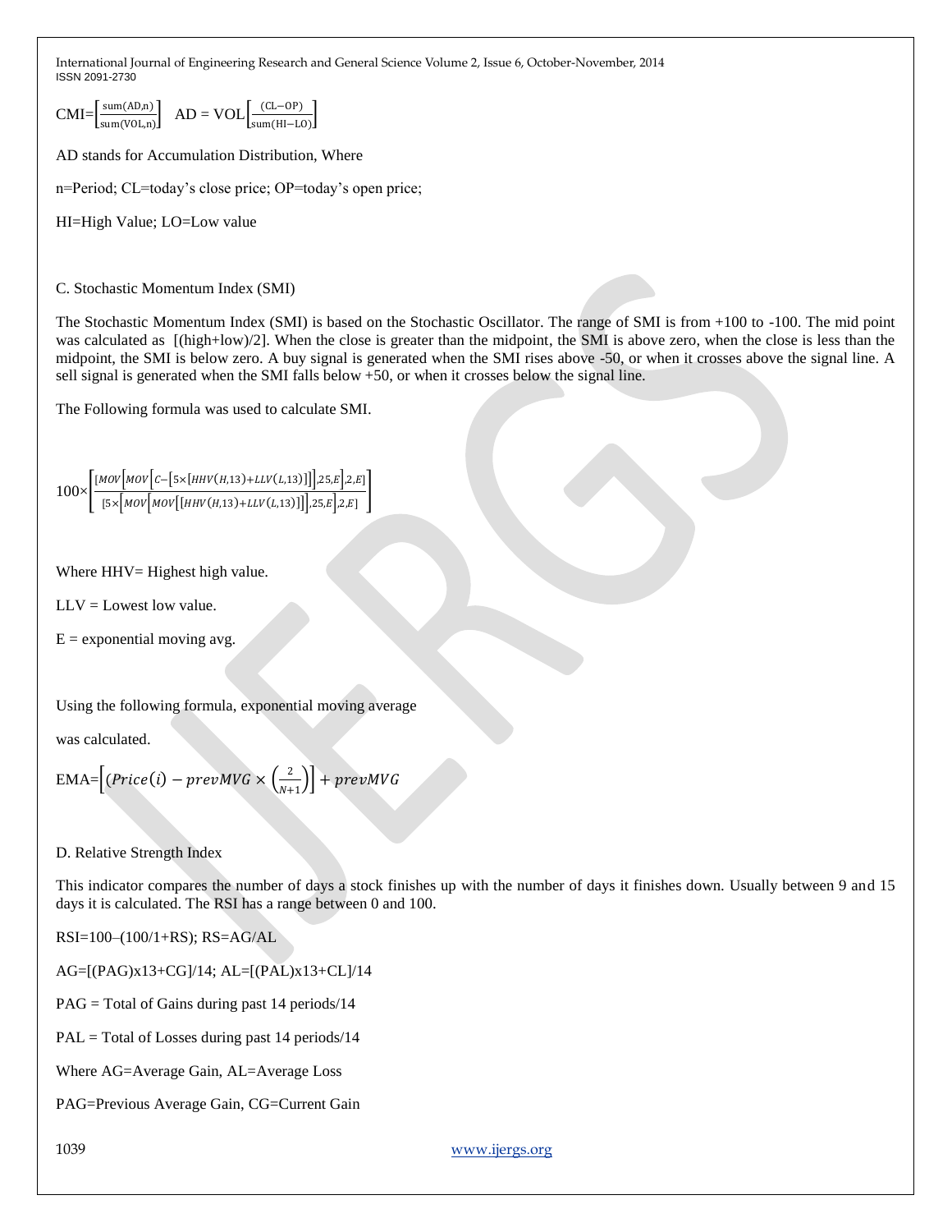$$\text{CMI}=\left[\frac{\text{sum(AD,n)}}{\text{sum(VOL,n)}}\right] \quad \text{AD = VOL}\left[\frac{\text{(CL}-\text{OP)}}{\text{sum(HI}-\text{LO)}}\right]$$

AD stands for Accumulation Distribution, Where

n=Period; CL=today's close price; OP=today's open price;

HI=High Value; LO=Low value

C. Stochastic Momentum Index (SMI)

The Stochastic Momentum Index (SMI) is based on the Stochastic Oscillator. The range of SMI is from +100 to -100. The mid point was calculated as [(high+low)/2]. When the close is greater than the midpoint, the SMI is above zero, when the close is less than the midpoint, the SMI is below zero. A buy signal is generated when the SMI rises above -50, or when it crosses above the signal line. A sell signal is generated when the SMI falls below +50, or when it crosses below the signal line.

The Following formula was used to calculate SMI.

$$100\times\left[\frac{[MOV\left[MOV\left[C-\left[5\times[HHV(H,13)+LLV(L,13)]\right]\right],25,E\right],2,E]}{[5\times\left[MOV\left[MOV\left[[HHV(H,13)+LLV(L,13)]\right]\right],25,E\right],2,E]}\right]$$

Where HHV= Highest high value.

LLV = Lowest low value.

E = exponential moving avg.

Using the following formula, exponential moving average

was calculated.

$$\text{EMA}=\left[(Price(i)-prevMVG\times\left(\frac{2}{N+1}\right)\right]+prevMVG$$

D. Relative Strength Index

This indicator compares the number of days a stock finishes up with the number of days it finishes down. Usually between 9 and 15 days it is calculated. The RSI has a range between 0 and 100.

RSI=100–(100/1+RS); RS=AG/AL

AG=[(PAG)x13+CG]/14; AL=[(PAL)x13+CL]/14

PAG = Total of Gains during past 14 periods/14

PAL = Total of Losses during past 14 periods/14

Where AG=Average Gain, AL=Average Loss

PAG=Previous Average Gain, CG=Current Gain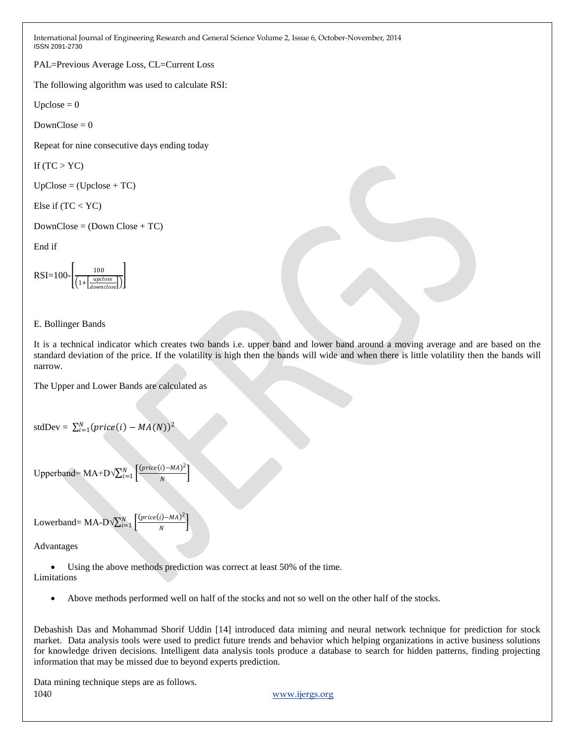PAL=Previous Average Loss, CL=Current Loss

The following algorithm was used to calculate RSI:

Upclose = 0

DownClose = 0

Repeat for nine consecutive days ending today

If (TC > YC)

UpClose = (Upclose + TC)

Else if (TC < YC)

DownClose = (Down Close + TC)

End if

$$RSI=100-\left[\frac{100}{\left(1+\left[\frac{upclose}{downclose}\right]\right)}\right]$$

E. Bollinger Bands

It is a technical indicator which creates two bands i.e. upper band and lower band around a moving average and are based on the standard deviation of the price. If the volatility is high then the bands will wide and when there is little volatility then the bands will narrow.

The Upper and Lower Bands are calculated as

$$\text{stdDev} = \sum_{i=1}^{N}(price(i) - MA(N))^2$$

$$\text{Upperband}= \text{MA}+\text{D}\sqrt{\sum_{i=1}^{N}\left[\frac{(price(i)-MA)^2}{N}\right]}$$

$$\text{Lowerband}= \text{MA}-\text{D}\sqrt{\sum_{i=1}^{N}\left[\frac{(price(i)-MA)^2}{N}\right]}$$

Advantages

- Using the above methods prediction was correct at least 50% of the time.

Limitations

- Above methods performed well on half of the stocks and not so well on the other half of the stocks.

Debashish Das and Mohammad Shorif Uddin [14] introduced data miming and neural network technique for prediction for stock market. Data analysis tools were used to predict future trends and behavior which helping organizations in active business solutions for knowledge driven decisions. Intelligent data analysis tools produce a database to search for hidden patterns, finding projecting information that may be missed due to beyond experts prediction.

Data mining technique steps are as follows.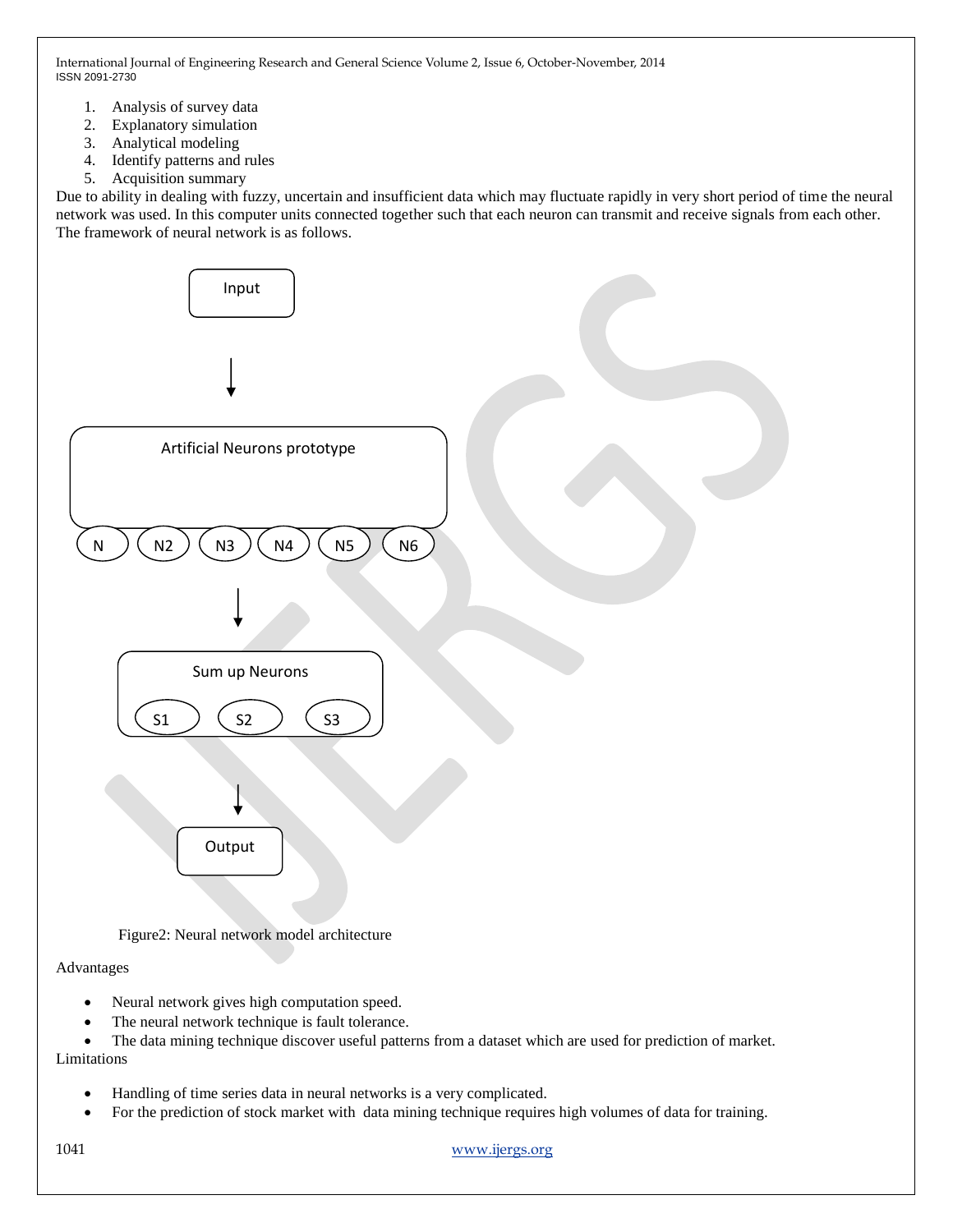1. Analysis of survey data
2. Explanatory simulation
3. Analytical modeling
4. Identify patterns and rules
5. Acquisition summary

Due to ability in dealing with fuzzy, uncertain and insufficient data which may fluctuate rapidly in very short period of time the neural network was used. In this computer units connected together such that each neuron can transmit and receive signals from each other. The framework of neural network is as follows.

Input

Artificial Neurons prototype

N N2 N3 N4 N5 N6

Sum up Neurons

S1 S2 S3

Output

Figure2: Neural network model architecture

Advantages

- Neural network gives high computation speed.
- The neural network technique is fault tolerance.
- The data mining technique discover useful patterns from a dataset which are used for prediction of market.

Limitations

- Handling of time series data in neural networks is a very complicated.
- For the prediction of stock market with data mining technique requires high volumes of data for training.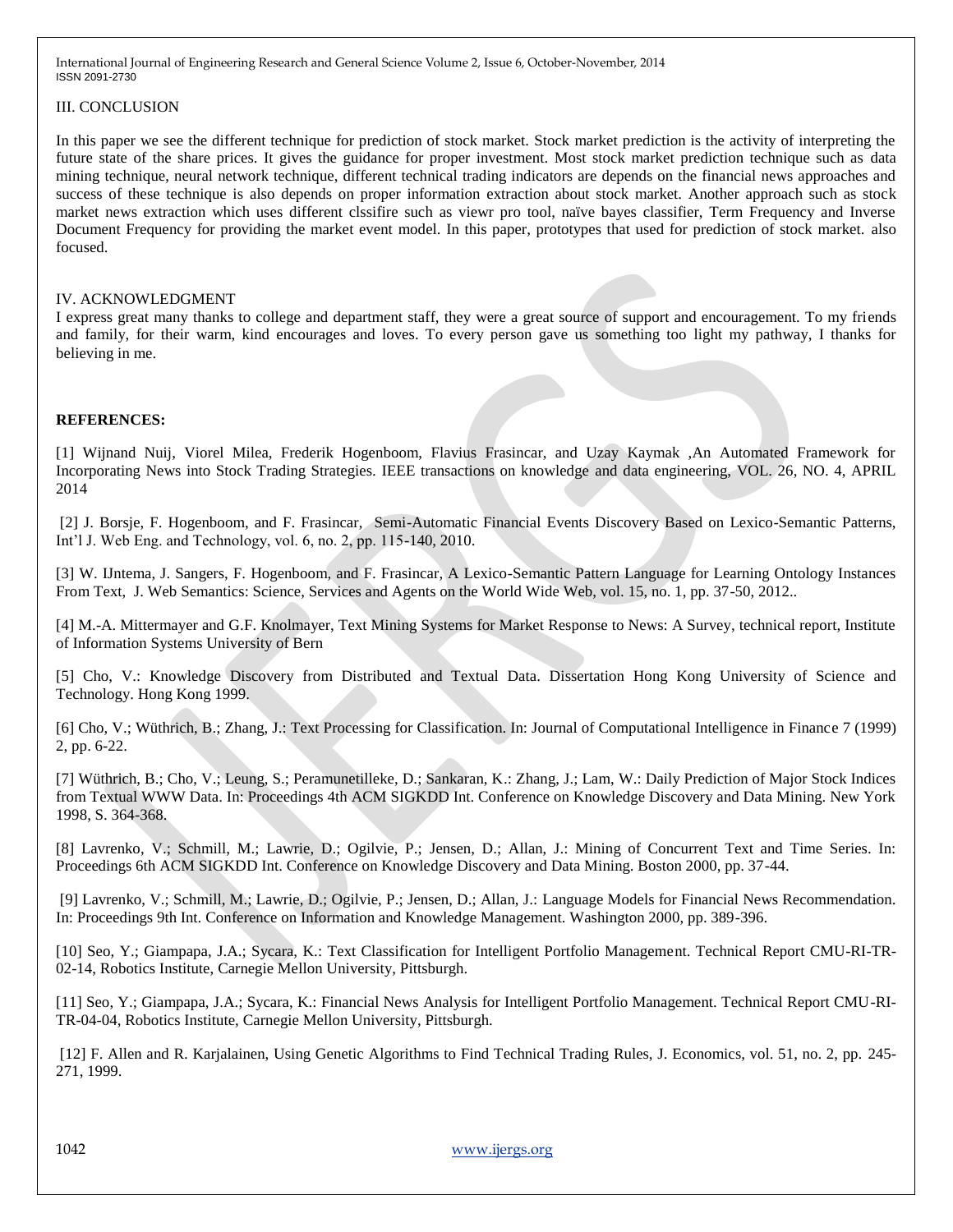## III. CONCLUSION

In this paper we see the different technique for prediction of stock market. Stock market prediction is the activity of interpreting the future state of the share prices. It gives the guidance for proper investment. Most stock market prediction technique such as data mining technique, neural network technique, different technical trading indicators are depends on the financial news approaches and success of these technique is also depends on proper information extraction about stock market. Another approach such as stock market news extraction which uses different clssifire such as viewr pro tool, naïve bayes classifier, Term Frequency and Inverse Document Frequency for providing the market event model. In this paper, prototypes that used for prediction of stock market. also focused.

## IV. ACKNOWLEDGMENT

I express great many thanks to college and department staff, they were a great source of support and encouragement. To my friends and family, for their warm, kind encourages and loves. To every person gave us something too light my pathway, I thanks for believing in me.

## REFERENCES:

[1] Wijnand Nuij, Viorel Milea, Frederik Hogenboom, Flavius Frasincar, and Uzay Kaymak ,An Automated Framework for Incorporating News into Stock Trading Strategies. IEEE transactions on knowledge and data engineering, VOL. 26, NO. 4, APRIL 2014

[2] J. Borsje, F. Hogenboom, and F. Frasincar, Semi-Automatic Financial Events Discovery Based on Lexico-Semantic Patterns, Int'l J. Web Eng. and Technology, vol. 6, no. 2, pp. 115-140, 2010.

[3] W. IJntema, J. Sangers, F. Hogenboom, and F. Frasincar, A Lexico-Semantic Pattern Language for Learning Ontology Instances From Text, J. Web Semantics: Science, Services and Agents on the World Wide Web, vol. 15, no. 1, pp. 37-50, 2012..

[4] M.-A. Mittermayer and G.F. Knolmayer, Text Mining Systems for Market Response to News: A Survey, technical report, Institute of Information Systems University of Bern

[5] Cho, V.: Knowledge Discovery from Distributed and Textual Data. Dissertation Hong Kong University of Science and Technology. Hong Kong 1999.

[6] Cho, V.; Wüthrich, B.; Zhang, J.: Text Processing for Classification. In: Journal of Computational Intelligence in Finance 7 (1999) 2, pp. 6-22.

[7] Wüthrich, B.; Cho, V.; Leung, S.; Peramunetilleke, D.; Sankaran, K.: Zhang, J.; Lam, W.: Daily Prediction of Major Stock Indices from Textual WWW Data. In: Proceedings 4th ACM SIGKDD Int. Conference on Knowledge Discovery and Data Mining. New York 1998, S. 364-368.

[8] Lavrenko, V.; Schmill, M.; Lawrie, D.; Ogilvie, P.; Jensen, D.; Allan, J.: Mining of Concurrent Text and Time Series. In: Proceedings 6th ACM SIGKDD Int. Conference on Knowledge Discovery and Data Mining. Boston 2000, pp. 37-44.

[9] Lavrenko, V.; Schmill, M.; Lawrie, D.; Ogilvie, P.; Jensen, D.; Allan, J.: Language Models for Financial News Recommendation. In: Proceedings 9th Int. Conference on Information and Knowledge Management. Washington 2000, pp. 389-396.

[10] Seo, Y.; Giampapa, J.A.; Sycara, K.: Text Classification for Intelligent Portfolio Management. Technical Report CMU-RI-TR-02-14, Robotics Institute, Carnegie Mellon University, Pittsburgh.

[11] Seo, Y.; Giampapa, J.A.; Sycara, K.: Financial News Analysis for Intelligent Portfolio Management. Technical Report CMU-RI-TR-04-04, Robotics Institute, Carnegie Mellon University, Pittsburgh.

[12] F. Allen and R. Karjalainen, Using Genetic Algorithms to Find Technical Trading Rules, J. Economics, vol. 51, no. 2, pp. 245-271, 1999.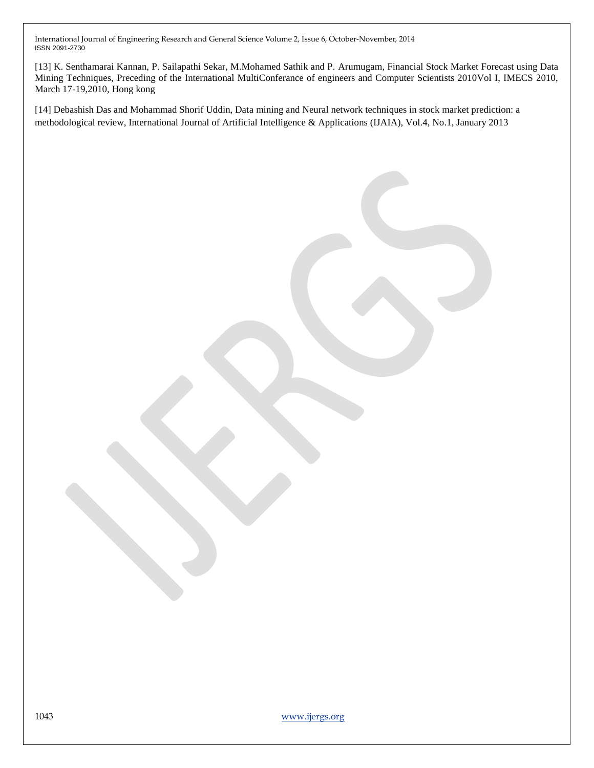[13] K. Senthamarai Kannan, P. Sailapathi Sekar, M.Mohamed Sathik and P. Arumugam, Financial Stock Market Forecast using Data Mining Techniques, Preceding of the International MultiConferance of engineers and Computer Scientists 2010Vol I, IMECS 2010, March 17-19,2010, Hong kong

[14] Debashish Das and Mohammad Shorif Uddin, Data mining and Neural network techniques in stock market prediction: a methodological review, International Journal of Artificial Intelligence & Applications (IJAIA), Vol.4, No.1, January 2013